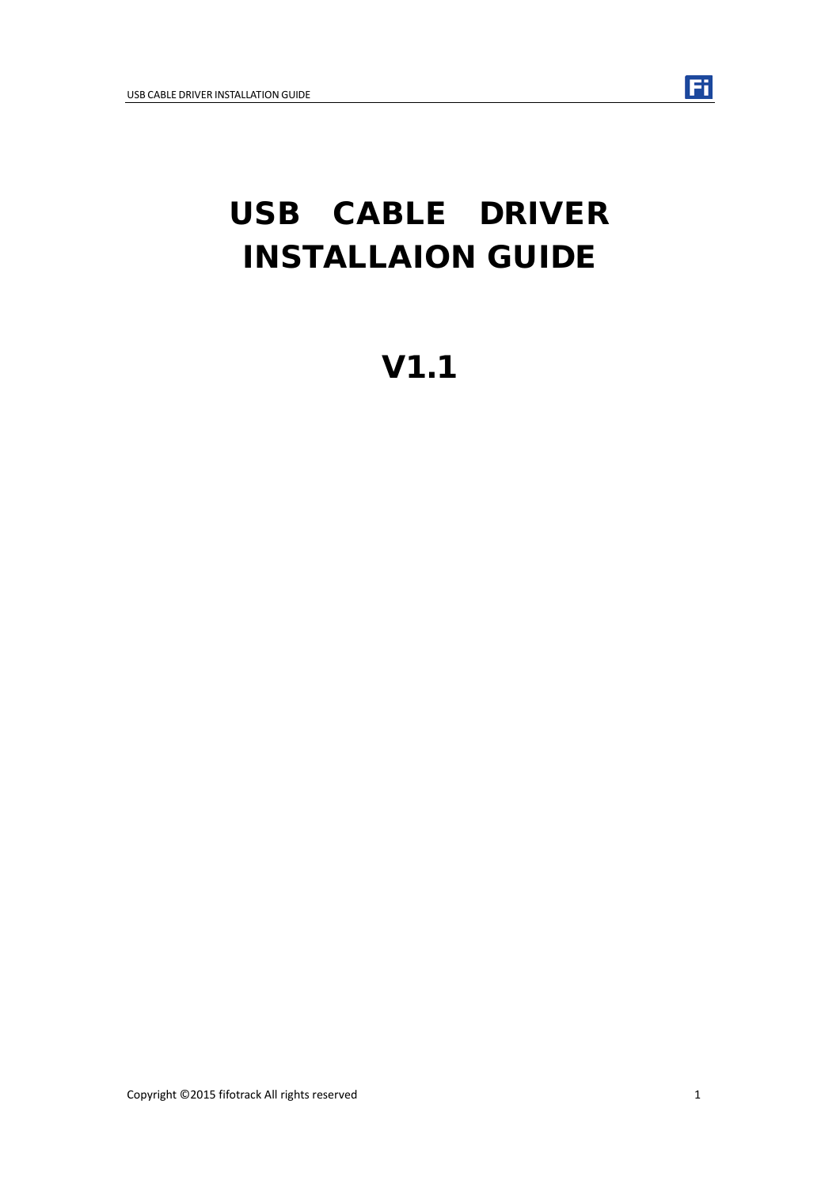# USB CABLE DRIVER INSTALLAION GUIDE

# V1.1

Copyright ©2015 fifotrack All rights reserved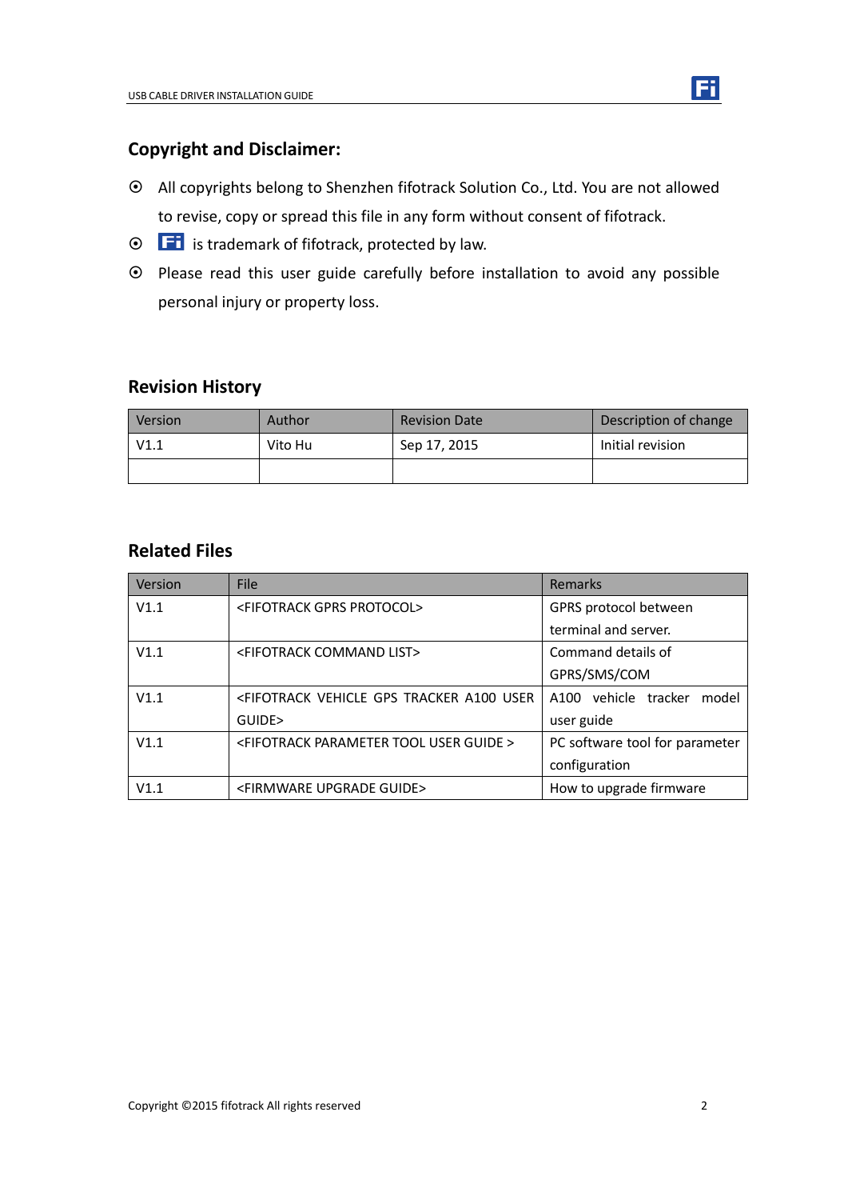## Copyright and Disclaimer:

- All copyrights belong to Shenzhen fifotrack Solution Co., Ltd. You are not allowed to revise, copy or spread this file in any form without consent of fifotrack.
- Fi is trademark of fifotrack, protected by law.
- Please read this user guide carefully before installation to avoid any possible personal injury or property loss.

## Revision History

| Version | Author | Revision Date | Description of change |
|---|---|---|---|
| V1.1 | Vito Hu | Sep 17, 2015 | Initial revision |
| | | | |

## Related Files

| Version | File | Remarks |
|---|---|---|
| V1.1 | <FIFOTRACK GPRS PROTOCOL> | GPRS protocol between terminal and server. |
| V1.1 | <FIFOTRACK COMMAND LIST> | Command details of GPRS/SMS/COM |
| V1.1 | <FIFOTRACK VEHICLE GPS TRACKER A100 USER GUIDE> | A100 vehicle tracker model user guide |
| V1.1 | <FIFOTRACK PARAMETER TOOL USER GUIDE > | PC software tool for parameter configuration |
| V1.1 | <FIRMWARE UPGRADE GUIDE> | How to upgrade firmware |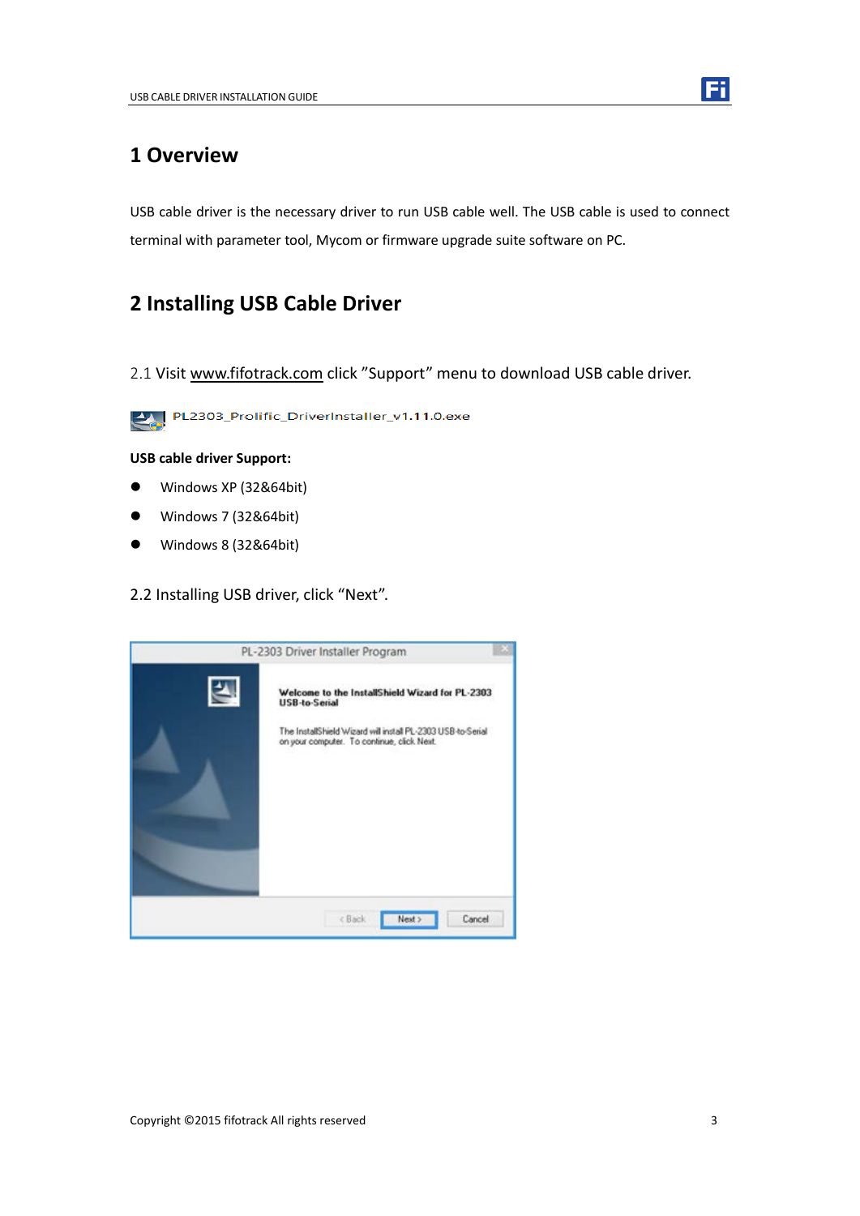# 1 Overview

USB cable driver is the necessary driver to run USB cable well. The USB cable is used to connect terminal with parameter tool, Mycom or firmware upgrade suite software on PC.

# 2 Installing USB Cable Driver

2.1 Visit www.fifotrack.com click "Support" menu to download USB cable driver.

PL2303_Prolific_DriverInstaller_v1.11.0.exe

**USB cable driver Support:**

- Windows XP (32&64bit)
- Windows 7 (32&64bit)
- Windows 8 (32&64bit)

2.2 Installing USB driver, click "Next".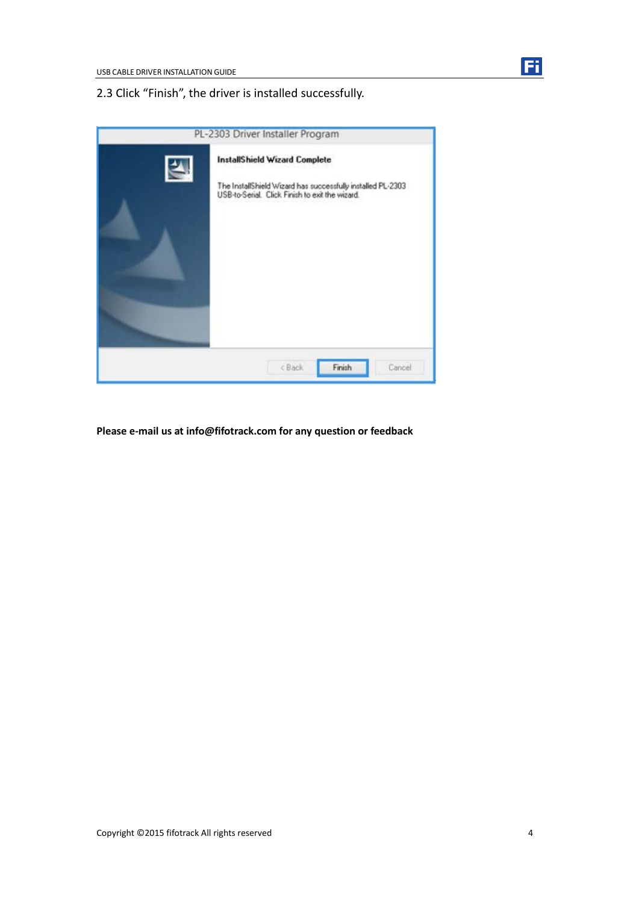2.3 Click "Finish", the driver is installed successfully.

**Please e-mail us at info@fifotrack.com for any question or feedback**

Copyright ©2015 fifotrack All rights reserved